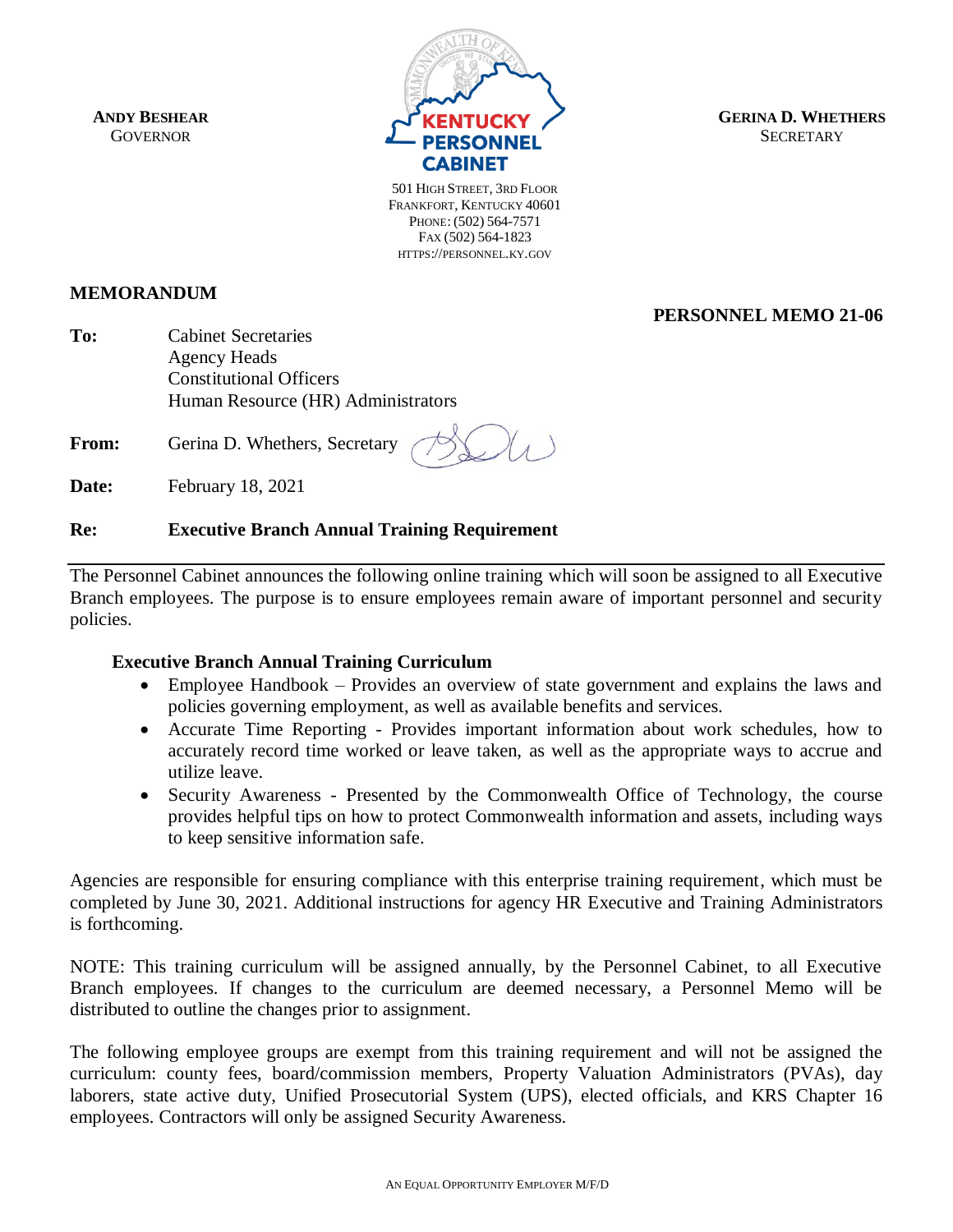**ANDY BESHEAR**
GOVERNOR

**KENTUCKY PERSONNEL CABINET**

501 HIGH STREET, 3RD FLOOR
FRANKFORT, KENTUCKY 40601
PHONE: (502) 564-7571
FAX (502) 564-1823
HTTPS://PERSONNEL.KY.GOV

**GERINA D. WHETHERS**
SECRETARY

**MEMORANDUM**

**PERSONNEL MEMO 21-06**

**To:** Cabinet Secretaries
Agency Heads
Constitutional Officers
Human Resource (HR) Administrators

**From:** Gerina D. Whethers, Secretary

**Date:** February 18, 2021

**Re:** **Executive Branch Annual Training Requirement**

---

The Personnel Cabinet announces the following online training which will soon be assigned to all Executive Branch employees. The purpose is to ensure employees remain aware of important personnel and security policies.

**Executive Branch Annual Training Curriculum**

- Employee Handbook – Provides an overview of state government and explains the laws and policies governing employment, as well as available benefits and services.
- Accurate Time Reporting - Provides important information about work schedules, how to accurately record time worked or leave taken, as well as the appropriate ways to accrue and utilize leave.
- Security Awareness - Presented by the Commonwealth Office of Technology, the course provides helpful tips on how to protect Commonwealth information and assets, including ways to keep sensitive information safe.

Agencies are responsible for ensuring compliance with this enterprise training requirement, which must be completed by June 30, 2021. Additional instructions for agency HR Executive and Training Administrators is forthcoming.

NOTE: This training curriculum will be assigned annually, by the Personnel Cabinet, to all Executive Branch employees. If changes to the curriculum are deemed necessary, a Personnel Memo will be distributed to outline the changes prior to assignment.

The following employee groups are exempt from this training requirement and will not be assigned the curriculum: county fees, board/commission members, Property Valuation Administrators (PVAs), day laborers, state active duty, Unified Prosecutorial System (UPS), elected officials, and KRS Chapter 16 employees. Contractors will only be assigned Security Awareness.

AN EQUAL OPPORTUNITY EMPLOYER M/F/D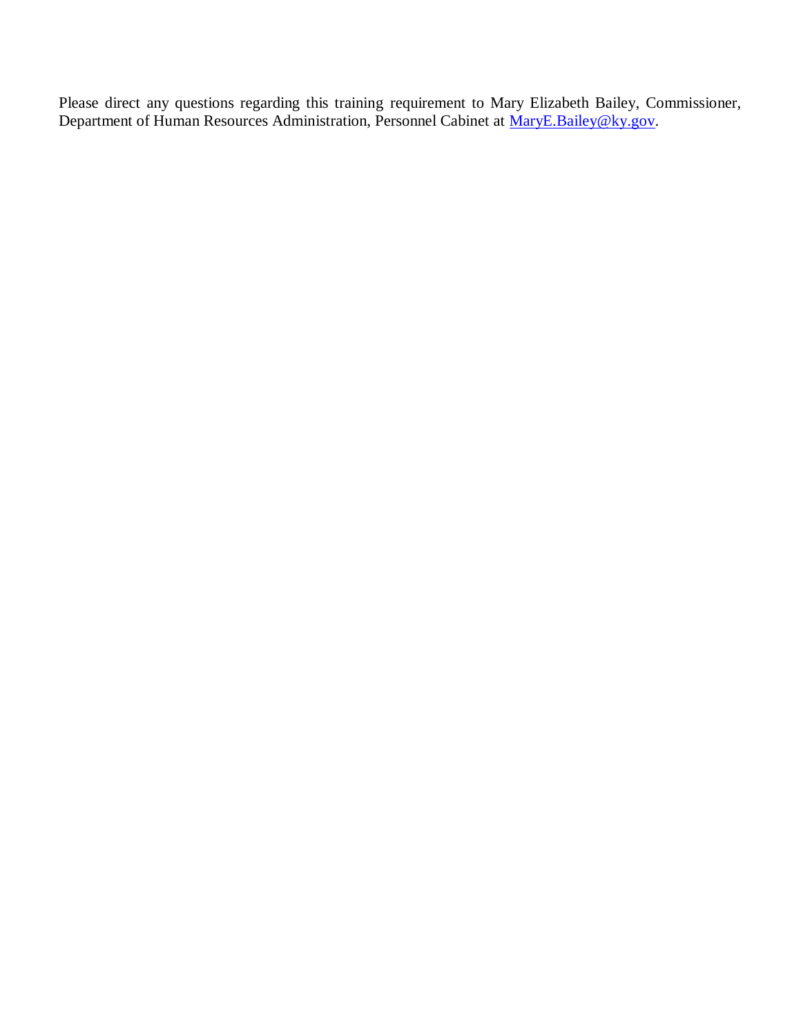Please direct any questions regarding this training requirement to Mary Elizabeth Bailey, Commissioner, Department of Human Resources Administration, Personnel Cabinet at MaryE.Bailey@ky.gov.